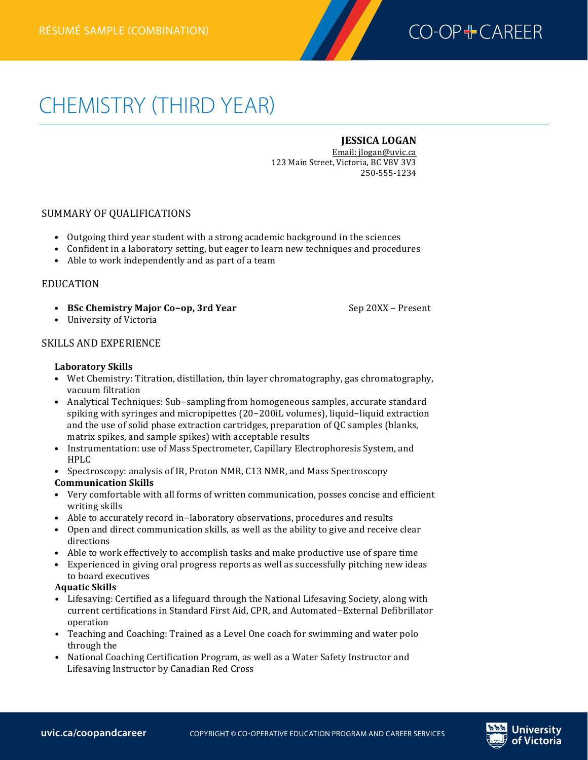RÉSUMÉ SAMPLE (COMBINATION)

# CHEMISTRY (THIRD YEAR)

**JESSICA LOGAN**
Email: jlogan@uvic.ca
123 Main Street, Victoria, BC V8V 3V3
250-555-1234

## SUMMARY OF QUALIFICATIONS

- Outgoing third year student with a strong academic background in the sciences
- Confident in a laboratory setting, but eager to learn new techniques and procedures
- Able to work independently and as part of a team

## EDUCATION

- **BSc Chemistry Major Co–op, 3rd Year** Sep 20XX – Present
- University of Victoria

## SKILLS AND EXPERIENCE

**Laboratory Skills**
- Wet Chemistry: Titration, distillation, thin layer chromatography, gas chromatography, vacuum filtration
- Analytical Techniques: Sub–sampling from homogeneous samples, accurate standard spiking with syringes and micropipettes (20–200ìL volumes), liquid–liquid extraction and the use of solid phase extraction cartridges, preparation of QC samples (blanks, matrix spikes, and sample spikes) with acceptable results
- Instrumentation: use of Mass Spectrometer, Capillary Electrophoresis System, and HPLC
- Spectroscopy: analysis of IR, Proton NMR, C13 NMR, and Mass Spectroscopy

**Communication Skills**
- Very comfortable with all forms of written communication, posses concise and efficient writing skills
- Able to accurately record in–laboratory observations, procedures and results
- Open and direct communication skills, as well as the ability to give and receive clear directions
- Able to work effectively to accomplish tasks and make productive use of spare time
- Experienced in giving oral progress reports as well as successfully pitching new ideas to board executives

**Aquatic Skills**
- Lifesaving: Certified as a lifeguard through the National Lifesaving Society, along with current certifications in Standard First Aid, CPR, and Automated–External Defibrillator operation
- Teaching and Coaching: Trained as a Level One coach for swimming and water polo through the
- National Coaching Certification Program, as well as a Water Safety Instructor and Lifesaving Instructor by Canadian Red Cross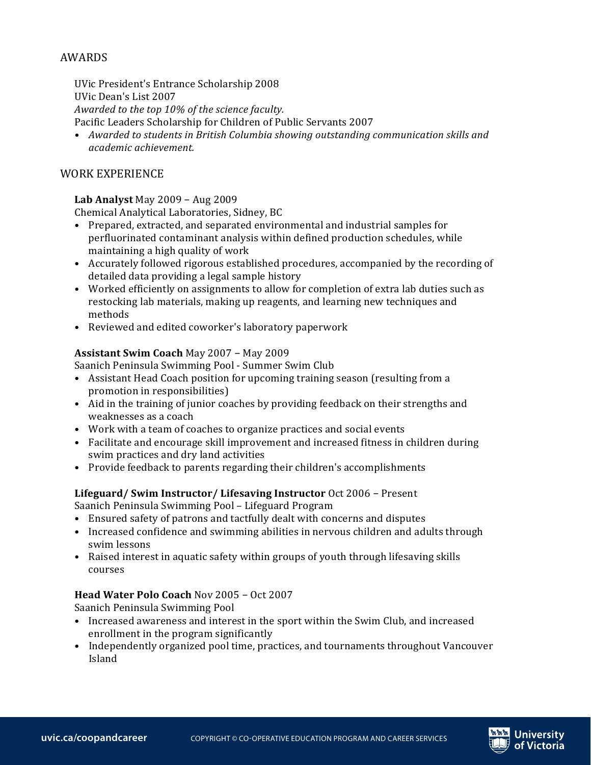## AWARDS

UVic President's Entrance Scholarship 2008
UVic Dean's List 2007
*Awarded to the top 10% of the science faculty.*
Pacific Leaders Scholarship for Children of Public Servants 2007

- *Awarded to students in British Columbia showing outstanding communication skills and academic achievement.*

## WORK EXPERIENCE

**Lab Analyst** May 2009 – Aug 2009
Chemical Analytical Laboratories, Sidney, BC

- Prepared, extracted, and separated environmental and industrial samples for perfluorinated contaminant analysis within defined production schedules, while maintaining a high quality of work
- Accurately followed rigorous established procedures, accompanied by the recording of detailed data providing a legal sample history
- Worked efficiently on assignments to allow for completion of extra lab duties such as restocking lab materials, making up reagents, and learning new techniques and methods
- Reviewed and edited coworker's laboratory paperwork

**Assistant Swim Coach** May 2007 – May 2009
Saanich Peninsula Swimming Pool - Summer Swim Club

- Assistant Head Coach position for upcoming training season (resulting from a promotion in responsibilities)
- Aid in the training of junior coaches by providing feedback on their strengths and weaknesses as a coach
- Work with a team of coaches to organize practices and social events
- Facilitate and encourage skill improvement and increased fitness in children during swim practices and dry land activities
- Provide feedback to parents regarding their children's accomplishments

**Lifeguard/ Swim Instructor/ Lifesaving Instructor** Oct 2006 – Present
Saanich Peninsula Swimming Pool – Lifeguard Program

- Ensured safety of patrons and tactfully dealt with concerns and disputes
- Increased confidence and swimming abilities in nervous children and adults through swim lessons
- Raised interest in aquatic safety within groups of youth through lifesaving skills courses

**Head Water Polo Coach** Nov 2005 – Oct 2007
Saanich Peninsula Swimming Pool

- Increased awareness and interest in the sport within the Swim Club, and increased enrollment in the program significantly
- Independently organized pool time, practices, and tournaments throughout Vancouver Island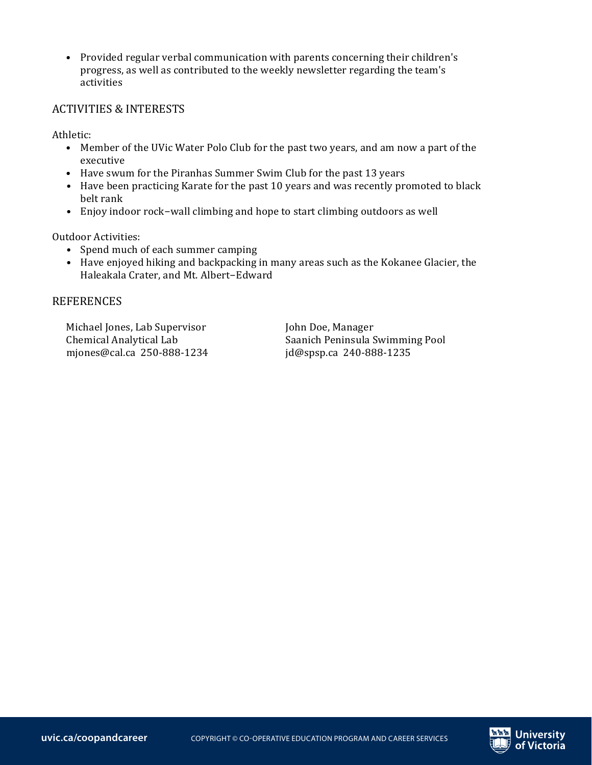- Provided regular verbal communication with parents concerning their children's progress, as well as contributed to the weekly newsletter regarding the team's activities

## ACTIVITIES & INTERESTS

Athletic:

- Member of the UVic Water Polo Club for the past two years, and am now a part of the executive
- Have swum for the Piranhas Summer Swim Club for the past 13 years
- Have been practicing Karate for the past 10 years and was recently promoted to black belt rank
- Enjoy indoor rock–wall climbing and hope to start climbing outdoors as well

Outdoor Activities:

- Spend much of each summer camping
- Have enjoyed hiking and backpacking in many areas such as the Kokanee Glacier, the Haleakala Crater, and Mt. Albert–Edward

## REFERENCES

Michael Jones, Lab Supervisor
Chemical Analytical Lab
mjones@cal.ca 250-888-1234

John Doe, Manager
Saanich Peninsula Swimming Pool
jd@spsp.ca 240-888-1235